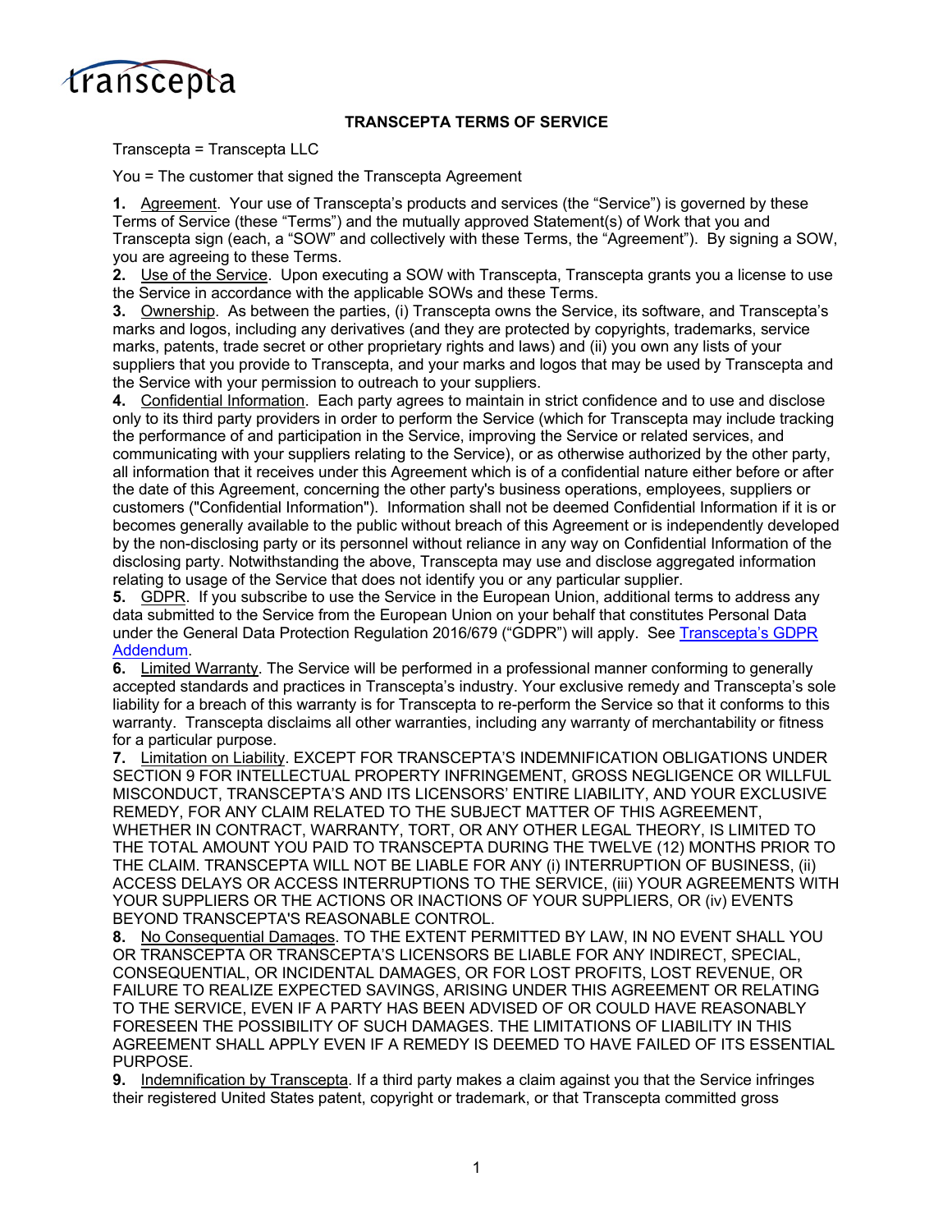# TRANSCEPTA TERMS OF SERVICE

Transcepta = Transcepta LLC

You = The customer that signed the Transcepta Agreement

**1.** Agreement. Your use of Transcepta's products and services (the "Service") is governed by these Terms of Service (these "Terms") and the mutually approved Statement(s) of Work that you and Transcepta sign (each, a "SOW" and collectively with these Terms, the "Agreement"). By signing a SOW, you are agreeing to these Terms.

**2.** Use of the Service. Upon executing a SOW with Transcepta, Transcepta grants you a license to use the Service in accordance with the applicable SOWs and these Terms.

**3.** Ownership. As between the parties, (i) Transcepta owns the Service, its software, and Transcepta's marks and logos, including any derivatives (and they are protected by copyrights, trademarks, service marks, patents, trade secret or other proprietary rights and laws) and (ii) you own any lists of your suppliers that you provide to Transcepta, and your marks and logos that may be used by Transcepta and the Service with your permission to outreach to your suppliers.

**4.** Confidential Information. Each party agrees to maintain in strict confidence and to use and disclose only to its third party providers in order to perform the Service (which for Transcepta may include tracking the performance of and participation in the Service, improving the Service or related services, and communicating with your suppliers relating to the Service), or as otherwise authorized by the other party, all information that it receives under this Agreement which is of a confidential nature either before or after the date of this Agreement, concerning the other party's business operations, employees, suppliers or customers ("Confidential Information"). Information shall not be deemed Confidential Information if it is or becomes generally available to the public without breach of this Agreement or is independently developed by the non-disclosing party or its personnel without reliance in any way on Confidential Information of the disclosing party. Notwithstanding the above, Transcepta may use and disclose aggregated information relating to usage of the Service that does not identify you or any particular supplier.

**5.** GDPR. If you subscribe to use the Service in the European Union, additional terms to address any data submitted to the Service from the European Union on your behalf that constitutes Personal Data under the General Data Protection Regulation 2016/679 ("GDPR") will apply. See Transcepta's GDPR Addendum.

**6.** Limited Warranty. The Service will be performed in a professional manner conforming to generally accepted standards and practices in Transcepta's industry. Your exclusive remedy and Transcepta's sole liability for a breach of this warranty is for Transcepta to re-perform the Service so that it conforms to this warranty. Transcepta disclaims all other warranties, including any warranty of merchantability or fitness for a particular purpose.

**7.** Limitation on Liability. EXCEPT FOR TRANSCEPTA'S INDEMNIFICATION OBLIGATIONS UNDER SECTION 9 FOR INTELLECTUAL PROPERTY INFRINGEMENT, GROSS NEGLIGENCE OR WILLFUL MISCONDUCT, TRANSCEPTA'S AND ITS LICENSORS' ENTIRE LIABILITY, AND YOUR EXCLUSIVE REMEDY, FOR ANY CLAIM RELATED TO THE SUBJECT MATTER OF THIS AGREEMENT, WHETHER IN CONTRACT, WARRANTY, TORT, OR ANY OTHER LEGAL THEORY, IS LIMITED TO THE TOTAL AMOUNT YOU PAID TO TRANSCEPTA DURING THE TWELVE (12) MONTHS PRIOR TO THE CLAIM. TRANSCEPTA WILL NOT BE LIABLE FOR ANY (i) INTERRUPTION OF BUSINESS, (ii) ACCESS DELAYS OR ACCESS INTERRUPTIONS TO THE SERVICE, (iii) YOUR AGREEMENTS WITH YOUR SUPPLIERS OR THE ACTIONS OR INACTIONS OF YOUR SUPPLIERS, OR (iv) EVENTS BEYOND TRANSCEPTA'S REASONABLE CONTROL.

**8.** No Consequential Damages. TO THE EXTENT PERMITTED BY LAW, IN NO EVENT SHALL YOU OR TRANSCEPTA OR TRANSCEPTA'S LICENSORS BE LIABLE FOR ANY INDIRECT, SPECIAL, CONSEQUENTIAL, OR INCIDENTAL DAMAGES, OR FOR LOST PROFITS, LOST REVENUE, OR FAILURE TO REALIZE EXPECTED SAVINGS, ARISING UNDER THIS AGREEMENT OR RELATING TO THE SERVICE, EVEN IF A PARTY HAS BEEN ADVISED OF OR COULD HAVE REASONABLY FORESEEN THE POSSIBILITY OF SUCH DAMAGES. THE LIMITATIONS OF LIABILITY IN THIS AGREEMENT SHALL APPLY EVEN IF A REMEDY IS DEEMED TO HAVE FAILED OF ITS ESSENTIAL PURPOSE.

**9.** Indemnification by Transcepta. If a third party makes a claim against you that the Service infringes their registered United States patent, copyright or trademark, or that Transcepta committed gross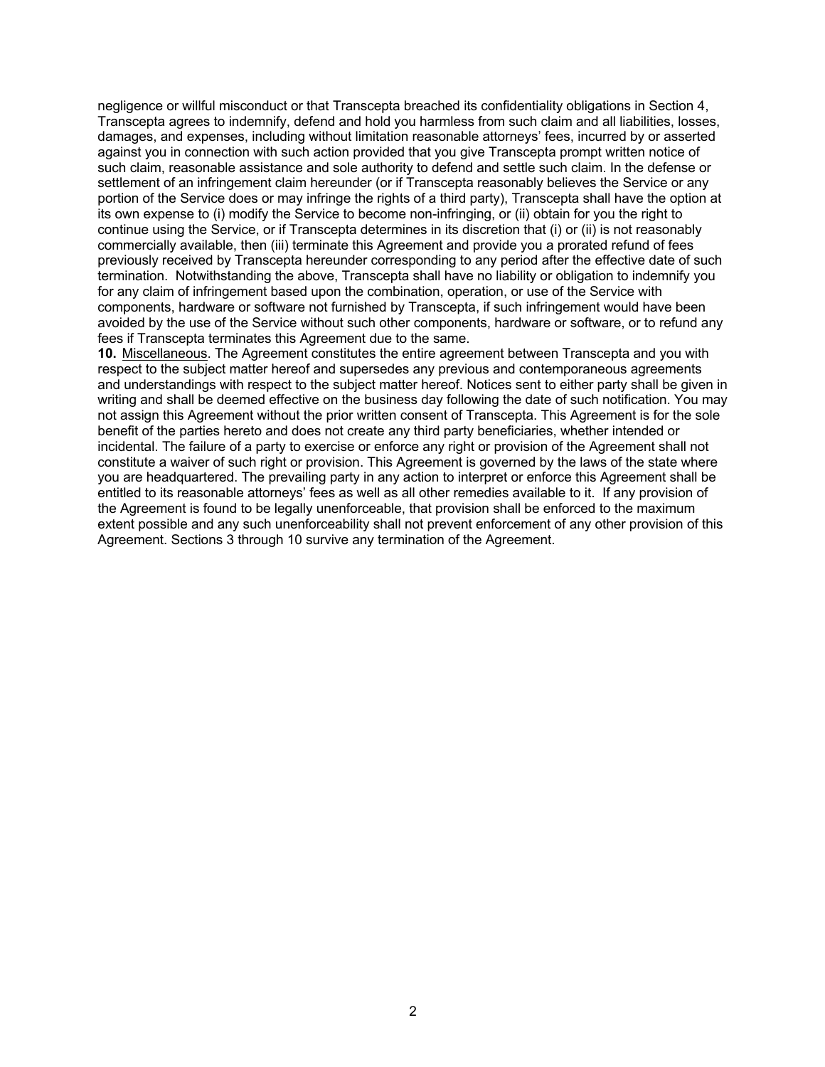negligence or willful misconduct or that Transcepta breached its confidentiality obligations in Section 4, Transcepta agrees to indemnify, defend and hold you harmless from such claim and all liabilities, losses, damages, and expenses, including without limitation reasonable attorneys' fees, incurred by or asserted against you in connection with such action provided that you give Transcepta prompt written notice of such claim, reasonable assistance and sole authority to defend and settle such claim. In the defense or settlement of an infringement claim hereunder (or if Transcepta reasonably believes the Service or any portion of the Service does or may infringe the rights of a third party), Transcepta shall have the option at its own expense to (i) modify the Service to become non-infringing, or (ii) obtain for you the right to continue using the Service, or if Transcepta determines in its discretion that (i) or (ii) is not reasonably commercially available, then (iii) terminate this Agreement and provide you a prorated refund of fees previously received by Transcepta hereunder corresponding to any period after the effective date of such termination. Notwithstanding the above, Transcepta shall have no liability or obligation to indemnify you for any claim of infringement based upon the combination, operation, or use of the Service with components, hardware or software not furnished by Transcepta, if such infringement would have been avoided by the use of the Service without such other components, hardware or software, or to refund any fees if Transcepta terminates this Agreement due to the same.

**10.** Miscellaneous. The Agreement constitutes the entire agreement between Transcepta and you with respect to the subject matter hereof and supersedes any previous and contemporaneous agreements and understandings with respect to the subject matter hereof. Notices sent to either party shall be given in writing and shall be deemed effective on the business day following the date of such notification. You may not assign this Agreement without the prior written consent of Transcepta. This Agreement is for the sole benefit of the parties hereto and does not create any third party beneficiaries, whether intended or incidental. The failure of a party to exercise or enforce any right or provision of the Agreement shall not constitute a waiver of such right or provision. This Agreement is governed by the laws of the state where you are headquartered. The prevailing party in any action to interpret or enforce this Agreement shall be entitled to its reasonable attorneys' fees as well as all other remedies available to it. If any provision of the Agreement is found to be legally unenforceable, that provision shall be enforced to the maximum extent possible and any such unenforceability shall not prevent enforcement of any other provision of this Agreement. Sections 3 through 10 survive any termination of the Agreement.